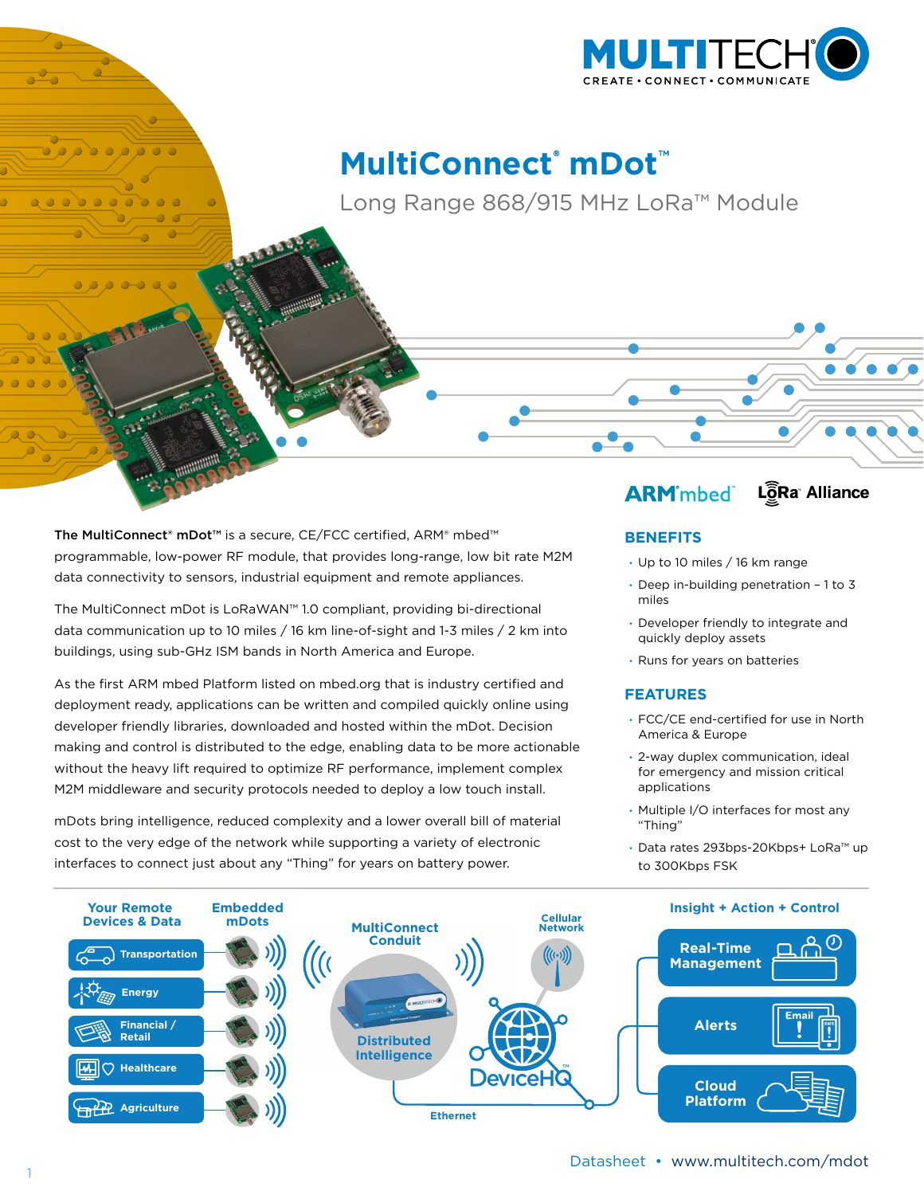# MultiConnect® mDot™

## Long Range 868/915 MHz LoRa™ Module

**The MultiConnect® mDot™** is a secure, CE/FCC certified, ARM® mbed™ programmable, low-power RF module, that provides long-range, low bit rate M2M data connectivity to sensors, industrial equipment and remote appliances.

The MultiConnect mDot is LoRaWAN™ 1.0 compliant, providing bi-directional data communication up to 10 miles / 16 km line-of-sight and 1-3 miles / 2 km into buildings, using sub-GHz ISM bands in North America and Europe.

As the first ARM mbed Platform listed on mbed.org that is industry certified and deployment ready, applications can be written and compiled quickly online using developer friendly libraries, downloaded and hosted within the mDot. Decision making and control is distributed to the edge, enabling data to be more actionable without the heavy lift required to optimize RF performance, implement complex M2M middleware and security protocols needed to deploy a low touch install.

mDots bring intelligence, reduced complexity and a lower overall bill of material cost to the very edge of the network while supporting a variety of electronic interfaces to connect just about any "Thing" for years on battery power.

## BENEFITS

- Up to 10 miles / 16 km range
- Deep in-building penetration – 1 to 3 miles
- Developer friendly to integrate and quickly deploy assets
- Runs for years on batteries

## FEATURES

- FCC/CE end-certified for use in North America & Europe
- 2-way duplex communication, ideal for emergency and mission critical applications
- Multiple I/O interfaces for most any "Thing"
- Data rates 293bps-20Kbps+ LoRa™ up to 300Kbps FSK

**Your Remote Devices & Data** — Transportation, Energy, Financial / Retail, Healthcare, Agriculture

**Embedded mDots**

**MultiConnect Conduit** — Distributed Intelligence

**Cellular Network**

**DeviceHQ™**

**Ethernet**

**Insight + Action + Control** — Real-Time Management, Alerts, Cloud Platform

Datasheet • www.multitech.com/mdot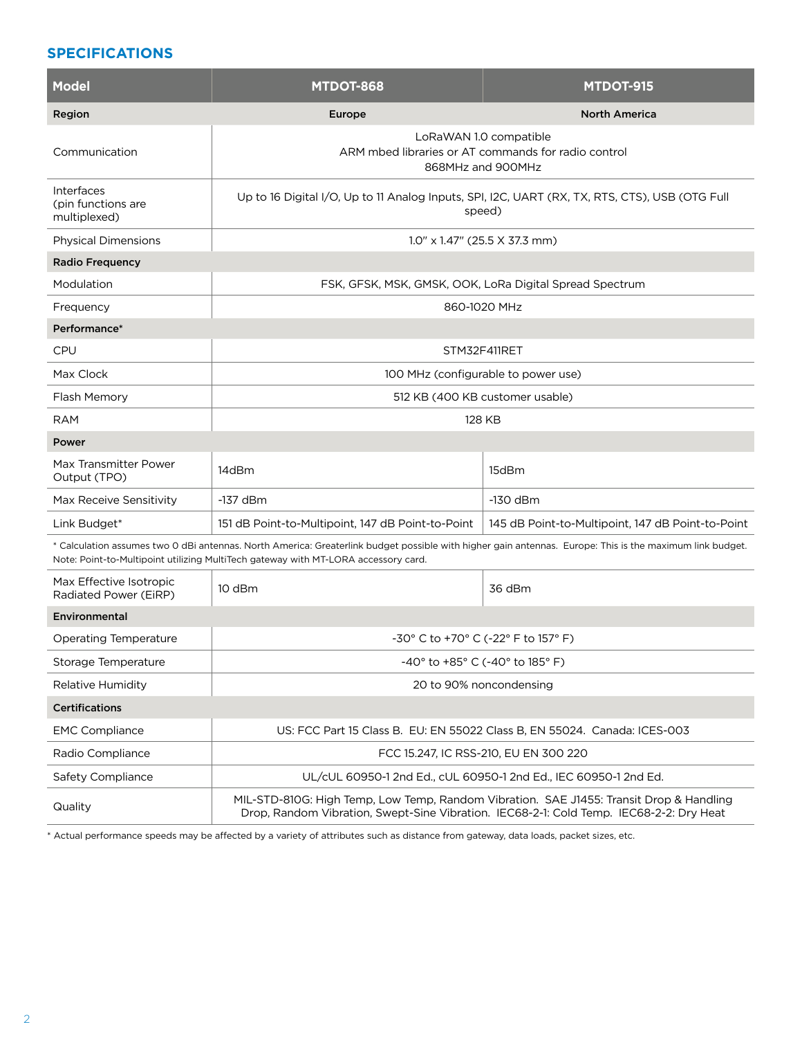## SPECIFICATIONS

| Model | MTDOT-868 | MTDOT-915 |
|---|---|---|
| **Region** | **Europe** | **North America** |
| Communication | LoRaWAN 1.0 compatible<br>ARM mbed libraries or AT commands for radio control<br>868MHz and 900MHz | |
| Interfaces (pin functions are multiplexed) | Up to 16 Digital I/O, Up to 11 Analog Inputs, SPI, I2C, UART (RX, TX, RTS, CTS), USB (OTG Full speed) | |
| Physical Dimensions | 1.0" x 1.47" (25.5 X 37.3 mm) | |
| **Radio Frequency** | | |
| Modulation | FSK, GFSK, MSK, GMSK, OOK, LoRa Digital Spread Spectrum | |
| Frequency | 860-1020 MHz | |
| **Performance*** | | |
| CPU | STM32F411RET | |
| Max Clock | 100 MHz (configurable to power use) | |
| Flash Memory | 512 KB (400 KB customer usable) | |
| RAM | 128 KB | |
| **Power** | | |
| Max Transmitter Power Output (TPO) | 14dBm | 15dBm |
| Max Receive Sensitivity | -137 dBm | -130 dBm |
| Link Budget* | 151 dB Point-to-Multipoint, 147 dB Point-to-Point | 145 dB Point-to-Multipoint, 147 dB Point-to-Point |
| * Calculation assumes two 0 dBi antennas. North America: Greaterlink budget possible with higher gain antennas. Europe: This is the maximum link budget. Note: Point-to-Multipoint utilizing MultiTech gateway with MT-LORA accessory card. | | |
| Max Effective Isotropic Radiated Power (EiRP) | 10 dBm | 36 dBm |
| **Environmental** | | |
| Operating Temperature | -30° C to +70° C (-22° F to 157° F) | |
| Storage Temperature | -40° to +85° C (-40° to 185° F) | |
| Relative Humidity | 20 to 90% noncondensing | |
| **Certifications** | | |
| EMC Compliance | US: FCC Part 15 Class B. EU: EN 55022 Class B, EN 55024. Canada: ICES-003 | |
| Radio Compliance | FCC 15.247, IC RSS-210, EU EN 300 220 | |
| Safety Compliance | UL/cUL 60950-1 2nd Ed., cUL 60950-1 2nd Ed., IEC 60950-1 2nd Ed. | |
| Quality | MIL-STD-810G: High Temp, Low Temp, Random Vibration. SAE J1455: Transit Drop & Handling Drop, Random Vibration, Swept-Sine Vibration. IEC68-2-1: Cold Temp. IEC68-2-2: Dry Heat | |

* Actual performance speeds may be affected by a variety of attributes such as distance from gateway, data loads, packet sizes, etc.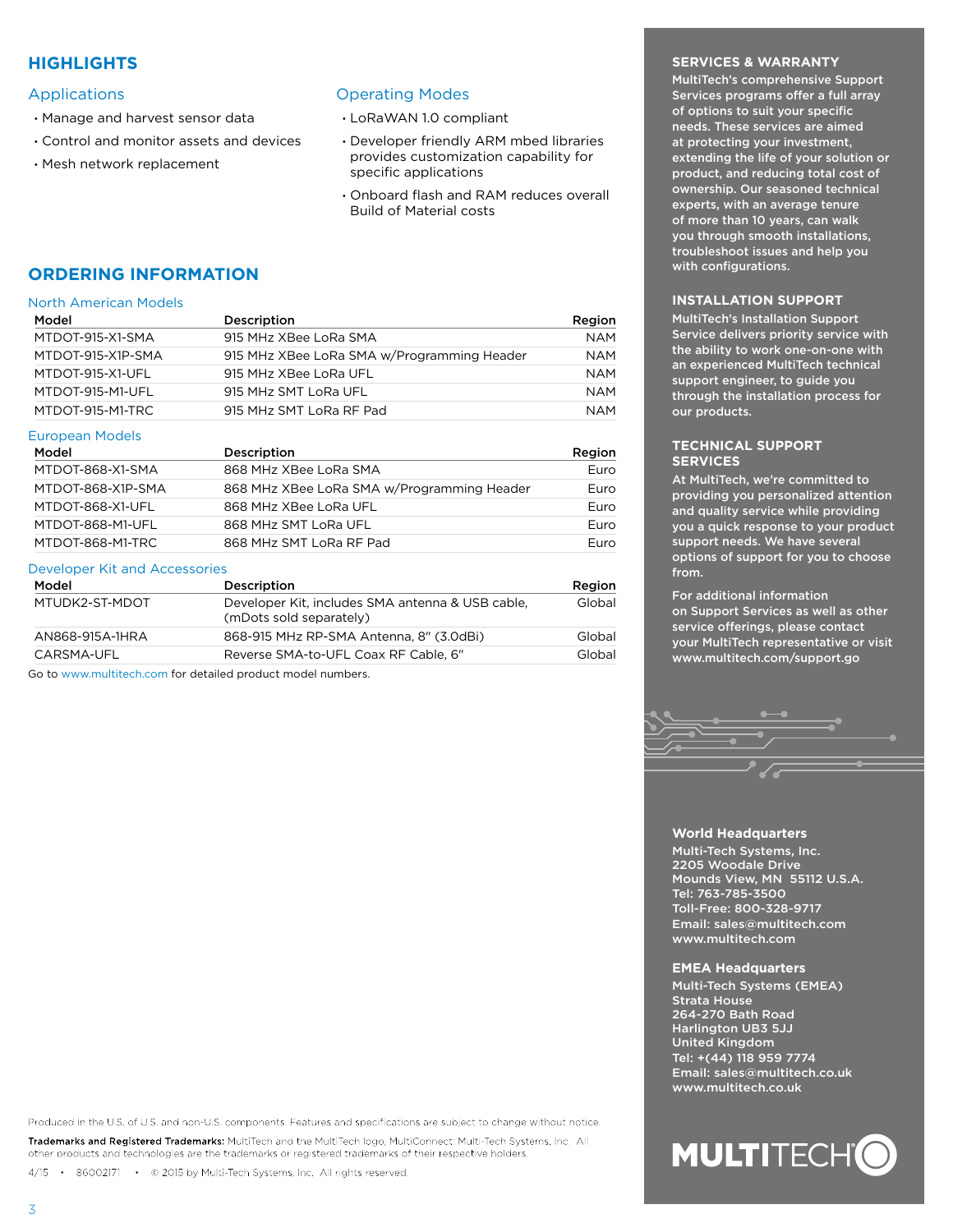## HIGHLIGHTS

### Applications

- Manage and harvest sensor data
- Control and monitor assets and devices
- Mesh network replacement

### Operating Modes

- LoRaWAN 1.0 compliant
- Developer friendly ARM mbed libraries provides customization capability for specific applications
- Onboard flash and RAM reduces overall Build of Material costs

## ORDERING INFORMATION

### North American Models

| Model | Description | Region |
|---|---|---|
| MTDOT-915-X1-SMA | 915 MHz XBee LoRa SMA | NAM |
| MTDOT-915-X1P-SMA | 915 MHz XBee LoRa SMA w/Programming Header | NAM |
| MTDOT-915-X1-UFL | 915 MHz XBee LoRa UFL | NAM |
| MTDOT-915-M1-UFL | 915 MHz SMT LoRa UFL | NAM |
| MTDOT-915-M1-TRC | 915 MHz SMT LoRa RF Pad | NAM |

### European Models

| Model | Description | Region |
|---|---|---|
| MTDOT-868-X1-SMA | 868 MHz XBee LoRa SMA | Euro |
| MTDOT-868-X1P-SMA | 868 MHz XBee LoRa SMA w/Programming Header | Euro |
| MTDOT-868-X1-UFL | 868 MHz XBee LoRa UFL | Euro |
| MTDOT-868-M1-UFL | 868 MHz SMT LoRa UFL | Euro |
| MTDOT-868-M1-TRC | 868 MHz SMT LoRa RF Pad | Euro |

### Developer Kit and Accessories

| Model | Description | Region |
|---|---|---|
| MTUDK2-ST-MDOT | Developer Kit, includes SMA antenna & USB cable, (mDots sold separately) | Global |
| AN868-915A-1HRA | 868-915 MHz RP-SMA Antenna, 8" (3.0dBi) | Global |
| CARSMA-UFL | Reverse SMA-to-UFL Coax RF Cable, 6" | Global |

Go to www.multitech.com for detailed product model numbers.

### SERVICES & WARRANTY

MultiTech's comprehensive Support Services programs offer a full array of options to suit your specific needs. These services are aimed at protecting your investment, extending the life of your solution or product, and reducing total cost of ownership. Our seasoned technical experts, with an average tenure of more than 10 years, can walk you through smooth installations, troubleshoot issues and help you with configurations.

### INSTALLATION SUPPORT

MultiTech's Installation Support Service delivers priority service with the ability to work one-on-one with an experienced MultiTech technical support engineer, to guide you through the installation process for our products.

### TECHNICAL SUPPORT SERVICES

At MultiTech, we're committed to providing you personalized attention and quality service while providing you a quick response to your product support needs. We have several options of support for you to choose from.

For additional information on Support Services as well as other service offerings, please contact your MultiTech representative or visit www.multitech.com/support.go

**World Headquarters**
Multi-Tech Systems, Inc.
2205 Woodale Drive
Mounds View, MN 55112 U.S.A.
Tel: 763-785-3500
Toll-Free: 800-328-9717
Email: sales@multitech.com
www.multitech.com

**EMEA Headquarters**
Multi-Tech Systems (EMEA)
Strata House
264-270 Bath Road
Harlington UB3 5JJ
United Kingdom
Tel: +(44) 118 959 7774
Email: sales@multitech.co.uk
www.multitech.co.uk

MULTITECH

Produced in the U.S. of U.S. and non-U.S. components. Features and specifications are subject to change without notice.

**Trademarks and Registered Trademarks:** MultiTech and the MultiTech logo, MultiConnect, Multi-Tech Systems, Inc. All other products and technologies are the trademarks or registered trademarks of their respective holders.

4/15 • 86002171 • © 2015 by Multi-Tech Systems, Inc. All rights reserved.